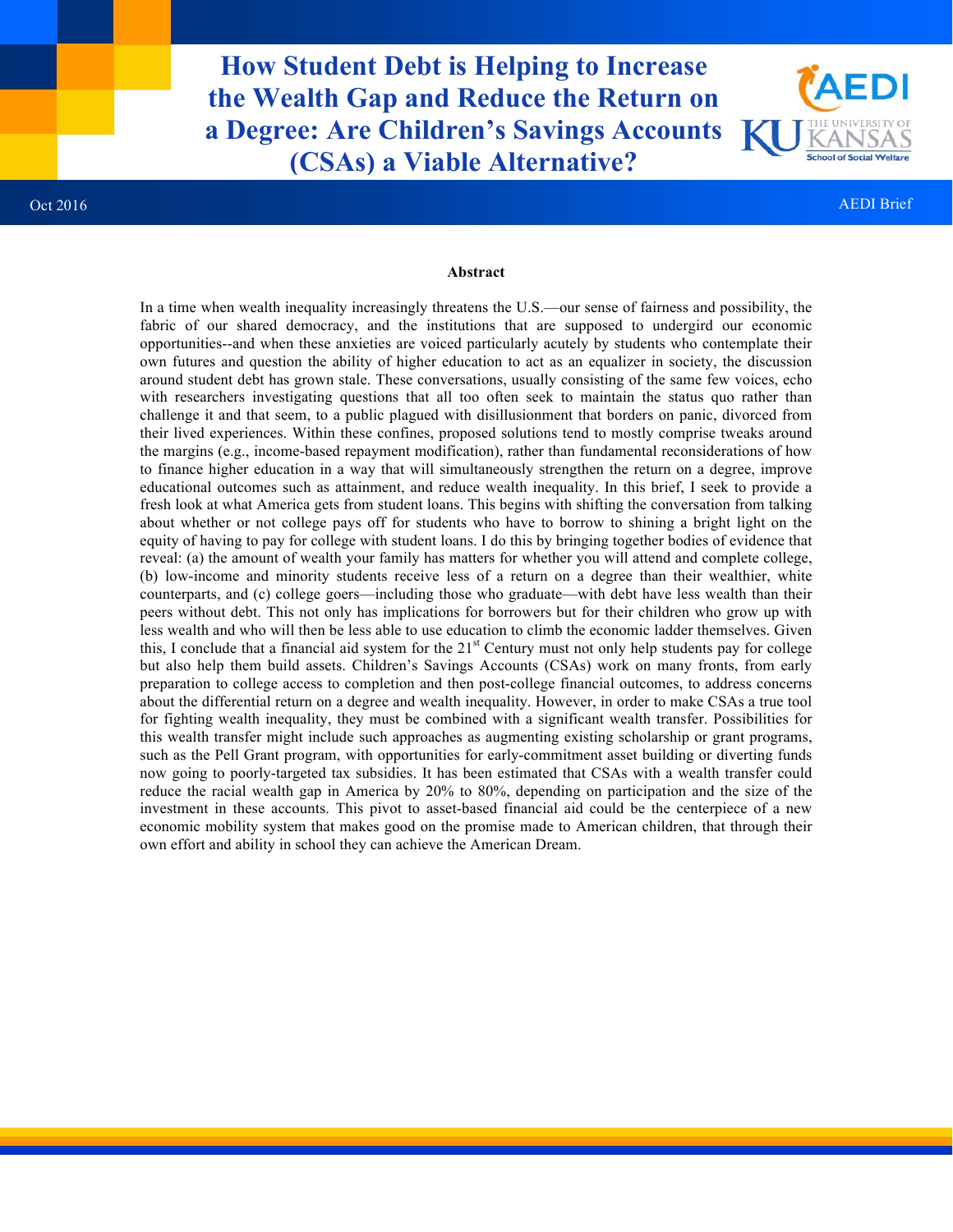# How Student Debt is Helping to Increase the Wealth Gap and Reduce the Return on a Degree: Are Children's Savings Accounts (CSAs) a Viable Alternative?

Oct 2016

AEDI Brief

### Abstract

In a time when wealth inequality increasingly threatens the U.S.—our sense of fairness and possibility, the fabric of our shared democracy, and the institutions that are supposed to undergird our economic opportunities--and when these anxieties are voiced particularly acutely by students who contemplate their own futures and question the ability of higher education to act as an equalizer in society, the discussion around student debt has grown stale. These conversations, usually consisting of the same few voices, echo with researchers investigating questions that all too often seek to maintain the status quo rather than challenge it and that seem, to a public plagued with disillusionment that borders on panic, divorced from their lived experiences. Within these confines, proposed solutions tend to mostly comprise tweaks around the margins (e.g., income-based repayment modification), rather than fundamental reconsiderations of how to finance higher education in a way that will simultaneously strengthen the return on a degree, improve educational outcomes such as attainment, and reduce wealth inequality. In this brief, I seek to provide a fresh look at what America gets from student loans. This begins with shifting the conversation from talking about whether or not college pays off for students who have to borrow to shining a bright light on the equity of having to pay for college with student loans. I do this by bringing together bodies of evidence that reveal: (a) the amount of wealth your family has matters for whether you will attend and complete college, (b) low-income and minority students receive less of a return on a degree than their wealthier, white counterparts, and (c) college goers—including those who graduate—with debt have less wealth than their peers without debt. This not only has implications for borrowers but for their children who grow up with less wealth and who will then be less able to use education to climb the economic ladder themselves. Given this, I conclude that a financial aid system for the 21st Century must not only help students pay for college but also help them build assets. Children's Savings Accounts (CSAs) work on many fronts, from early preparation to college access to completion and then post-college financial outcomes, to address concerns about the differential return on a degree and wealth inequality. However, in order to make CSAs a true tool for fighting wealth inequality, they must be combined with a significant wealth transfer. Possibilities for this wealth transfer might include such approaches as augmenting existing scholarship or grant programs, such as the Pell Grant program, with opportunities for early-commitment asset building or diverting funds now going to poorly-targeted tax subsidies. It has been estimated that CSAs with a wealth transfer could reduce the racial wealth gap in America by 20% to 80%, depending on participation and the size of the investment in these accounts. This pivot to asset-based financial aid could be the centerpiece of a new economic mobility system that makes good on the promise made to American children, that through their own effort and ability in school they can achieve the American Dream.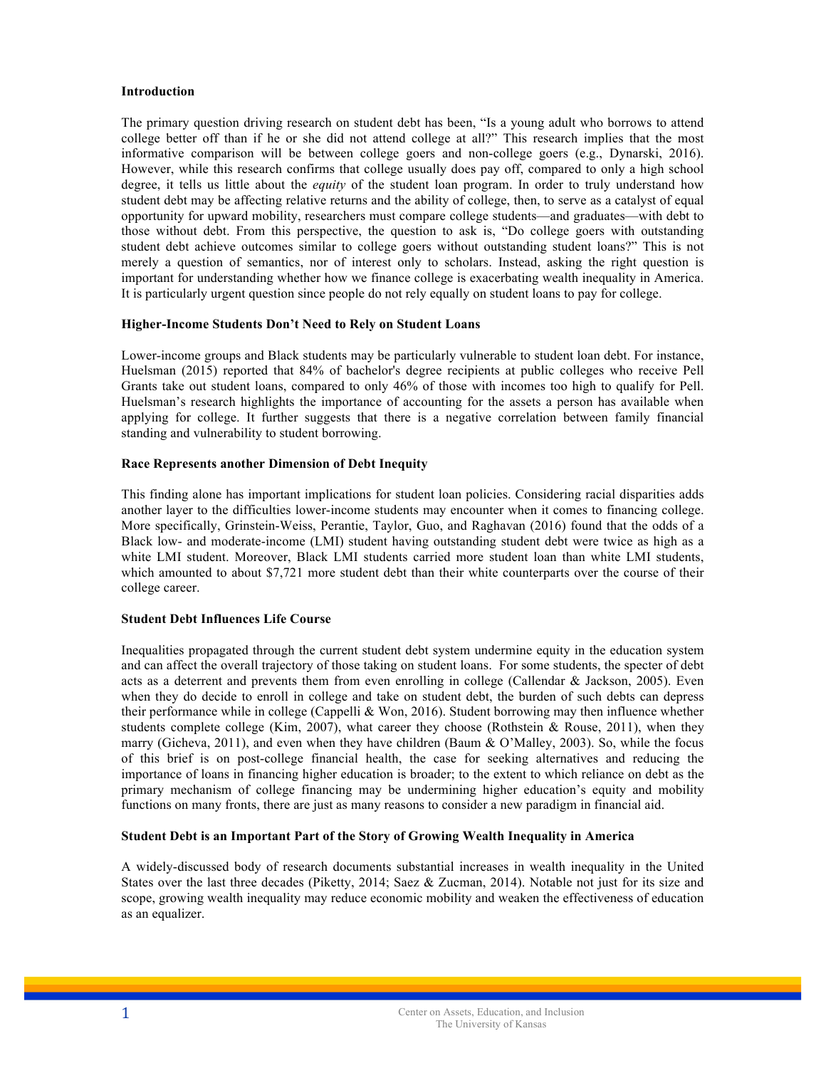## Introduction

The primary question driving research on student debt has been, "Is a young adult who borrows to attend college better off than if he or she did not attend college at all?" This research implies that the most informative comparison will be between college goers and non-college goers (e.g., Dynarski, 2016). However, while this research confirms that college usually does pay off, compared to only a high school degree, it tells us little about the *equity* of the student loan program. In order to truly understand how student debt may be affecting relative returns and the ability of college, then, to serve as a catalyst of equal opportunity for upward mobility, researchers must compare college students—and graduates—with debt to those without debt. From this perspective, the question to ask is, "Do college goers with outstanding student debt achieve outcomes similar to college goers without outstanding student loans?" This is not merely a question of semantics, nor of interest only to scholars. Instead, asking the right question is important for understanding whether how we finance college is exacerbating wealth inequality in America. It is particularly urgent question since people do not rely equally on student loans to pay for college.

## Higher-Income Students Don't Need to Rely on Student Loans

Lower-income groups and Black students may be particularly vulnerable to student loan debt. For instance, Huelsman (2015) reported that 84% of bachelor's degree recipients at public colleges who receive Pell Grants take out student loans, compared to only 46% of those with incomes too high to qualify for Pell. Huelsman's research highlights the importance of accounting for the assets a person has available when applying for college. It further suggests that there is a negative correlation between family financial standing and vulnerability to student borrowing.

## Race Represents another Dimension of Debt Inequity

This finding alone has important implications for student loan policies. Considering racial disparities adds another layer to the difficulties lower-income students may encounter when it comes to financing college. More specifically, Grinstein-Weiss, Perantie, Taylor, Guo, and Raghavan (2016) found that the odds of a Black low- and moderate-income (LMI) student having outstanding student debt were twice as high as a white LMI student. Moreover, Black LMI students carried more student loan than white LMI students, which amounted to about $7,721 more student debt than their white counterparts over the course of their college career.

## Student Debt Influences Life Course

Inequalities propagated through the current student debt system undermine equity in the education system and can affect the overall trajectory of those taking on student loans. For some students, the specter of debt acts as a deterrent and prevents them from even enrolling in college (Callendar & Jackson, 2005). Even when they do decide to enroll in college and take on student debt, the burden of such debts can depress their performance while in college (Cappelli & Won, 2016). Student borrowing may then influence whether students complete college (Kim, 2007), what career they choose (Rothstein & Rouse, 2011), when they marry (Gicheva, 2011), and even when they have children (Baum & O'Malley, 2003). So, while the focus of this brief is on post-college financial health, the case for seeking alternatives and reducing the importance of loans in financing higher education is broader; to the extent to which reliance on debt as the primary mechanism of college financing may be undermining higher education's equity and mobility functions on many fronts, there are just as many reasons to consider a new paradigm in financial aid.

## Student Debt is an Important Part of the Story of Growing Wealth Inequality in America

A widely-discussed body of research documents substantial increases in wealth inequality in the United States over the last three decades (Piketty, 2014; Saez & Zucman, 2014). Notable not just for its size and scope, growing wealth inequality may reduce economic mobility and weaken the effectiveness of education as an equalizer.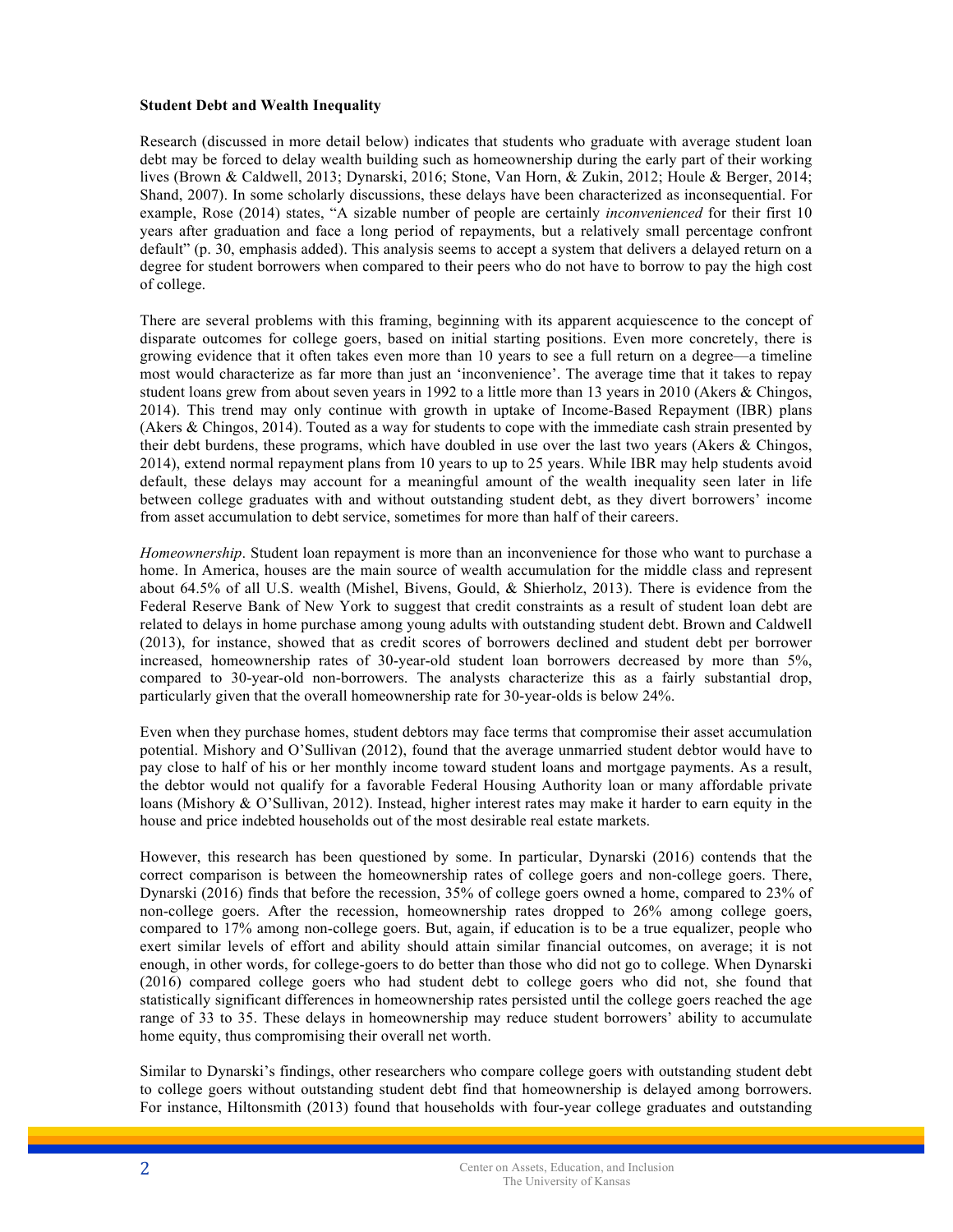**Student Debt and Wealth Inequality**

Research (discussed in more detail below) indicates that students who graduate with average student loan debt may be forced to delay wealth building such as homeownership during the early part of their working lives (Brown & Caldwell, 2013; Dynarski, 2016; Stone, Van Horn, & Zukin, 2012; Houle & Berger, 2014; Shand, 2007). In some scholarly discussions, these delays have been characterized as inconsequential. For example, Rose (2014) states, "A sizable number of people are certainly *inconvenienced* for their first 10 years after graduation and face a long period of repayments, but a relatively small percentage confront default" (p. 30, emphasis added). This analysis seems to accept a system that delivers a delayed return on a degree for student borrowers when compared to their peers who do not have to borrow to pay the high cost of college.

There are several problems with this framing, beginning with its apparent acquiescence to the concept of disparate outcomes for college goers, based on initial starting positions. Even more concretely, there is growing evidence that it often takes even more than 10 years to see a full return on a degree—a timeline most would characterize as far more than just an 'inconvenience'. The average time that it takes to repay student loans grew from about seven years in 1992 to a little more than 13 years in 2010 (Akers & Chingos, 2014). This trend may only continue with growth in uptake of Income-Based Repayment (IBR) plans (Akers & Chingos, 2014). Touted as a way for students to cope with the immediate cash strain presented by their debt burdens, these programs, which have doubled in use over the last two years (Akers & Chingos, 2014), extend normal repayment plans from 10 years to up to 25 years. While IBR may help students avoid default, these delays may account for a meaningful amount of the wealth inequality seen later in life between college graduates with and without outstanding student debt, as they divert borrowers' income from asset accumulation to debt service, sometimes for more than half of their careers.

*Homeownership*. Student loan repayment is more than an inconvenience for those who want to purchase a home. In America, houses are the main source of wealth accumulation for the middle class and represent about 64.5% of all U.S. wealth (Mishel, Bivens, Gould, & Shierholz, 2013). There is evidence from the Federal Reserve Bank of New York to suggest that credit constraints as a result of student loan debt are related to delays in home purchase among young adults with outstanding student debt. Brown and Caldwell (2013), for instance, showed that as credit scores of borrowers declined and student debt per borrower increased, homeownership rates of 30-year-old student loan borrowers decreased by more than 5%, compared to 30-year-old non-borrowers. The analysts characterize this as a fairly substantial drop, particularly given that the overall homeownership rate for 30-year-olds is below 24%.

Even when they purchase homes, student debtors may face terms that compromise their asset accumulation potential. Mishory and O'Sullivan (2012), found that the average unmarried student debtor would have to pay close to half of his or her monthly income toward student loans and mortgage payments. As a result, the debtor would not qualify for a favorable Federal Housing Authority loan or many affordable private loans (Mishory & O'Sullivan, 2012). Instead, higher interest rates may make it harder to earn equity in the house and price indebted households out of the most desirable real estate markets.

However, this research has been questioned by some. In particular, Dynarski (2016) contends that the correct comparison is between the homeownership rates of college goers and non-college goers. There, Dynarski (2016) finds that before the recession, 35% of college goers owned a home, compared to 23% of non-college goers. After the recession, homeownership rates dropped to 26% among college goers, compared to 17% among non-college goers. But, again, if education is to be a true equalizer, people who exert similar levels of effort and ability should attain similar financial outcomes, on average; it is not enough, in other words, for college-goers to do better than those who did not go to college. When Dynarski (2016) compared college goers who had student debt to college goers who did not, she found that statistically significant differences in homeownership rates persisted until the college goers reached the age range of 33 to 35. These delays in homeownership may reduce student borrowers' ability to accumulate home equity, thus compromising their overall net worth.

Similar to Dynarski's findings, other researchers who compare college goers with outstanding student debt to college goers without outstanding student debt find that homeownership is delayed among borrowers. For instance, Hiltonsmith (2013) found that households with four-year college graduates and outstanding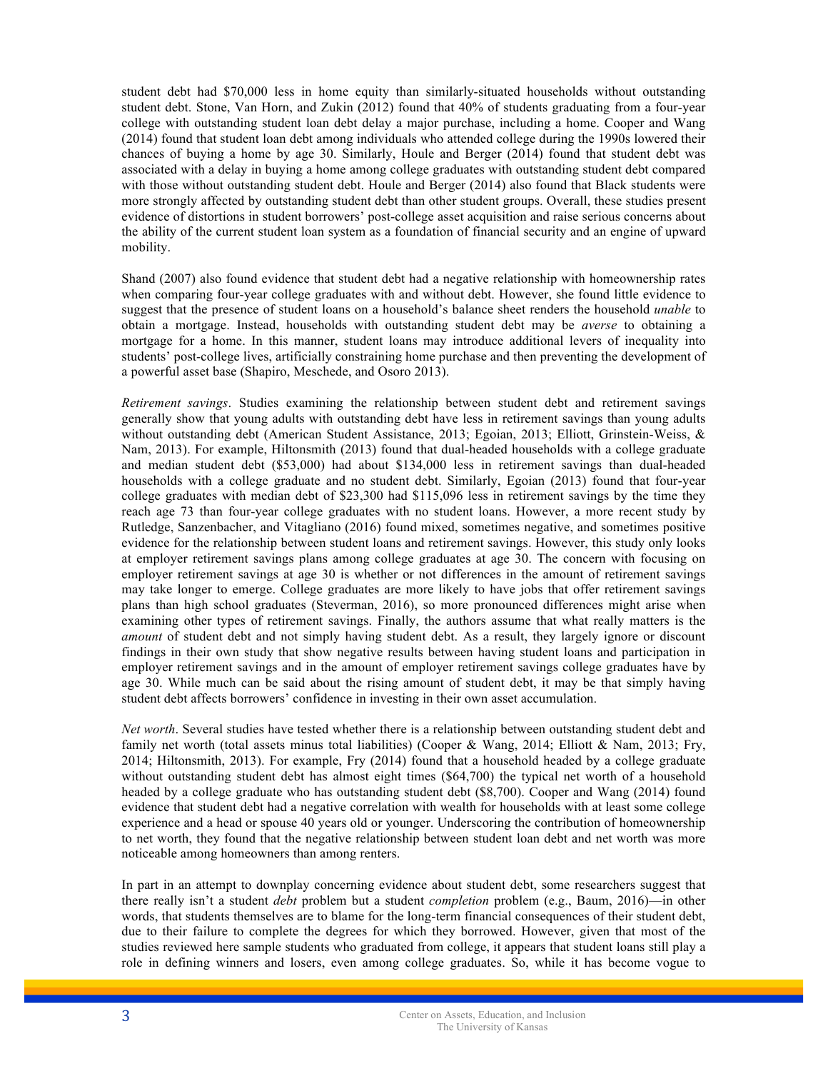student debt had $70,000 less in home equity than similarly-situated households without outstanding student debt. Stone, Van Horn, and Zukin (2012) found that 40% of students graduating from a four-year college with outstanding student loan debt delay a major purchase, including a home. Cooper and Wang (2014) found that student loan debt among individuals who attended college during the 1990s lowered their chances of buying a home by age 30. Similarly, Houle and Berger (2014) found that student debt was associated with a delay in buying a home among college graduates with outstanding student debt compared with those without outstanding student debt. Houle and Berger (2014) also found that Black students were more strongly affected by outstanding student debt than other student groups. Overall, these studies present evidence of distortions in student borrowers' post-college asset acquisition and raise serious concerns about the ability of the current student loan system as a foundation of financial security and an engine of upward mobility.

Shand (2007) also found evidence that student debt had a negative relationship with homeownership rates when comparing four-year college graduates with and without debt. However, she found little evidence to suggest that the presence of student loans on a household's balance sheet renders the household *unable* to obtain a mortgage. Instead, households with outstanding student debt may be *averse* to obtaining a mortgage for a home. In this manner, student loans may introduce additional levers of inequality into students' post-college lives, artificially constraining home purchase and then preventing the development of a powerful asset base (Shapiro, Meschede, and Osoro 2013).

*Retirement savings*. Studies examining the relationship between student debt and retirement savings generally show that young adults with outstanding debt have less in retirement savings than young adults without outstanding debt (American Student Assistance, 2013; Egoian, 2013; Elliott, Grinstein-Weiss, & Nam, 2013). For example, Hiltonsmith (2013) found that dual-headed households with a college graduate and median student debt ($53,000) had about $134,000 less in retirement savings than dual-headed households with a college graduate and no student debt. Similarly, Egoian (2013) found that four-year college graduates with median debt of $23,300 had $115,096 less in retirement savings by the time they reach age 73 than four-year college graduates with no student loans. However, a more recent study by Rutledge, Sanzenbacher, and Vitagliano (2016) found mixed, sometimes negative, and sometimes positive evidence for the relationship between student loans and retirement savings. However, this study only looks at employer retirement savings plans among college graduates at age 30. The concern with focusing on employer retirement savings at age 30 is whether or not differences in the amount of retirement savings may take longer to emerge. College graduates are more likely to have jobs that offer retirement savings plans than high school graduates (Steverman, 2016), so more pronounced differences might arise when examining other types of retirement savings. Finally, the authors assume that what really matters is the *amount* of student debt and not simply having student debt. As a result, they largely ignore or discount findings in their own study that show negative results between having student loans and participation in employer retirement savings and in the amount of employer retirement savings college graduates have by age 30. While much can be said about the rising amount of student debt, it may be that simply having student debt affects borrowers' confidence in investing in their own asset accumulation.

*Net worth*. Several studies have tested whether there is a relationship between outstanding student debt and family net worth (total assets minus total liabilities) (Cooper & Wang, 2014; Elliott & Nam, 2013; Fry, 2014; Hiltonsmith, 2013). For example, Fry (2014) found that a household headed by a college graduate without outstanding student debt has almost eight times ($64,700) the typical net worth of a household headed by a college graduate who has outstanding student debt ($8,700). Cooper and Wang (2014) found evidence that student debt had a negative correlation with wealth for households with at least some college experience and a head or spouse 40 years old or younger. Underscoring the contribution of homeownership to net worth, they found that the negative relationship between student loan debt and net worth was more noticeable among homeowners than among renters.

In part in an attempt to downplay concerning evidence about student debt, some researchers suggest that there really isn't a student *debt* problem but a student *completion* problem (e.g., Baum, 2016)—in other words, that students themselves are to blame for the long-term financial consequences of their student debt, due to their failure to complete the degrees for which they borrowed. However, given that most of the studies reviewed here sample students who graduated from college, it appears that student loans still play a role in defining winners and losers, even among college graduates. So, while it has become vogue to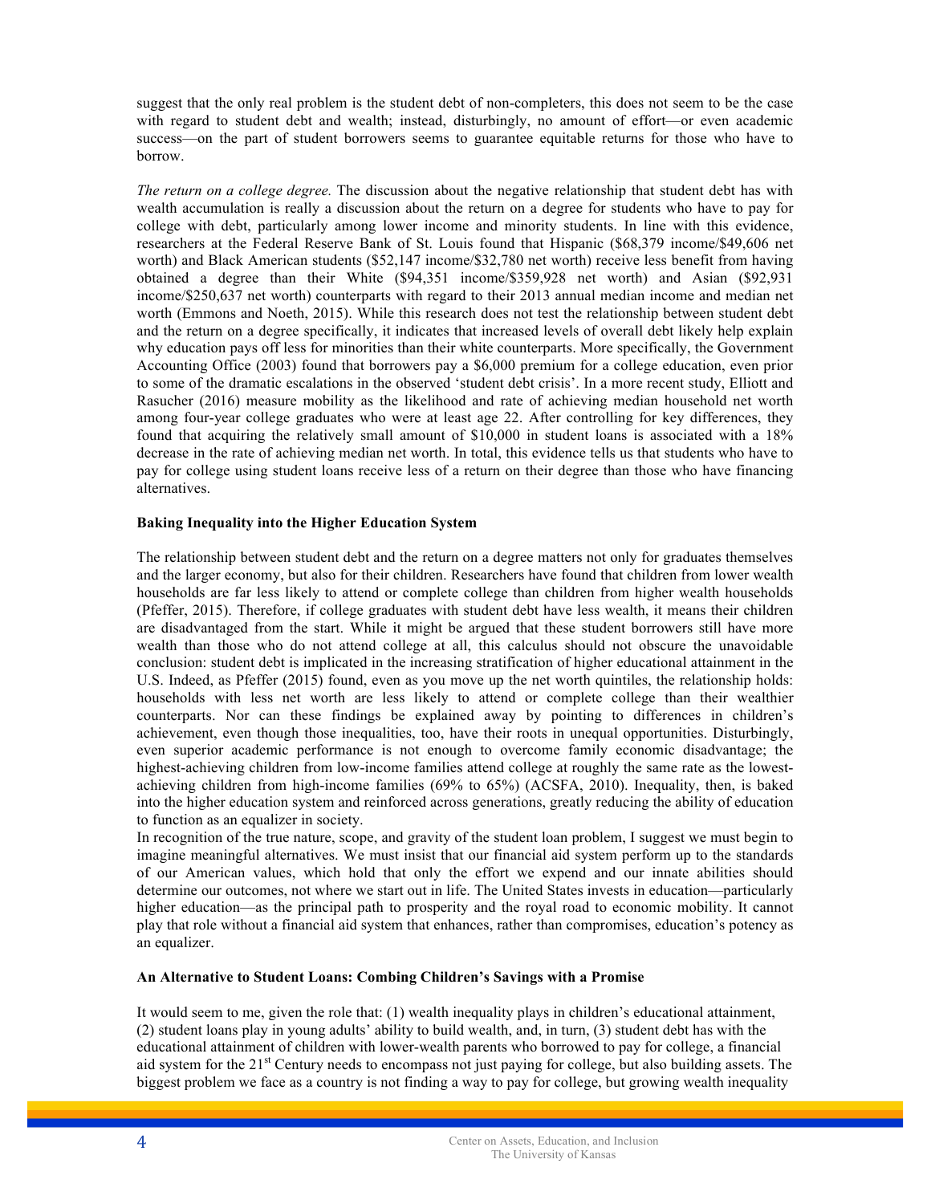suggest that the only real problem is the student debt of non-completers, this does not seem to be the case with regard to student debt and wealth; instead, disturbingly, no amount of effort—or even academic success—on the part of student borrowers seems to guarantee equitable returns for those who have to borrow.

*The return on a college degree.* The discussion about the negative relationship that student debt has with wealth accumulation is really a discussion about the return on a degree for students who have to pay for college with debt, particularly among lower income and minority students. In line with this evidence, researchers at the Federal Reserve Bank of St. Louis found that Hispanic ($68,379 income/$49,606 net worth) and Black American students ($52,147 income/$32,780 net worth) receive less benefit from having obtained a degree than their White ($94,351 income/$359,928 net worth) and Asian ($92,931 income/$250,637 net worth) counterparts with regard to their 2013 annual median income and median net worth (Emmons and Noeth, 2015). While this research does not test the relationship between student debt and the return on a degree specifically, it indicates that increased levels of overall debt likely help explain why education pays off less for minorities than their white counterparts. More specifically, the Government Accounting Office (2003) found that borrowers pay a $6,000 premium for a college education, even prior to some of the dramatic escalations in the observed 'student debt crisis'. In a more recent study, Elliott and Rasucher (2016) measure mobility as the likelihood and rate of achieving median household net worth among four-year college graduates who were at least age 22. After controlling for key differences, they found that acquiring the relatively small amount of $10,000 in student loans is associated with a 18% decrease in the rate of achieving median net worth. In total, this evidence tells us that students who have to pay for college using student loans receive less of a return on their degree than those who have financing alternatives.

**Baking Inequality into the Higher Education System**

The relationship between student debt and the return on a degree matters not only for graduates themselves and the larger economy, but also for their children. Researchers have found that children from lower wealth households are far less likely to attend or complete college than children from higher wealth households (Pfeffer, 2015). Therefore, if college graduates with student debt have less wealth, it means their children are disadvantaged from the start. While it might be argued that these student borrowers still have more wealth than those who do not attend college at all, this calculus should not obscure the unavoidable conclusion: student debt is implicated in the increasing stratification of higher educational attainment in the U.S. Indeed, as Pfeffer (2015) found, even as you move up the net worth quintiles, the relationship holds: households with less net worth are less likely to attend or complete college than their wealthier counterparts. Nor can these findings be explained away by pointing to differences in children's achievement, even though those inequalities, too, have their roots in unequal opportunities. Disturbingly, even superior academic performance is not enough to overcome family economic disadvantage; the highest-achieving children from low-income families attend college at roughly the same rate as the lowest-achieving children from high-income families (69% to 65%) (ACSFA, 2010). Inequality, then, is baked into the higher education system and reinforced across generations, greatly reducing the ability of education to function as an equalizer in society.

In recognition of the true nature, scope, and gravity of the student loan problem, I suggest we must begin to imagine meaningful alternatives. We must insist that our financial aid system perform up to the standards of our American values, which hold that only the effort we expend and our innate abilities should determine our outcomes, not where we start out in life. The United States invests in education—particularly higher education—as the principal path to prosperity and the royal road to economic mobility. It cannot play that role without a financial aid system that enhances, rather than compromises, education's potency as an equalizer.

**An Alternative to Student Loans: Combing Children's Savings with a Promise**

It would seem to me, given the role that: (1) wealth inequality plays in children's educational attainment, (2) student loans play in young adults' ability to build wealth, and, in turn, (3) student debt has with the educational attainment of children with lower-wealth parents who borrowed to pay for college, a financial aid system for the 21st Century needs to encompass not just paying for college, but also building assets. The biggest problem we face as a country is not finding a way to pay for college, but growing wealth inequality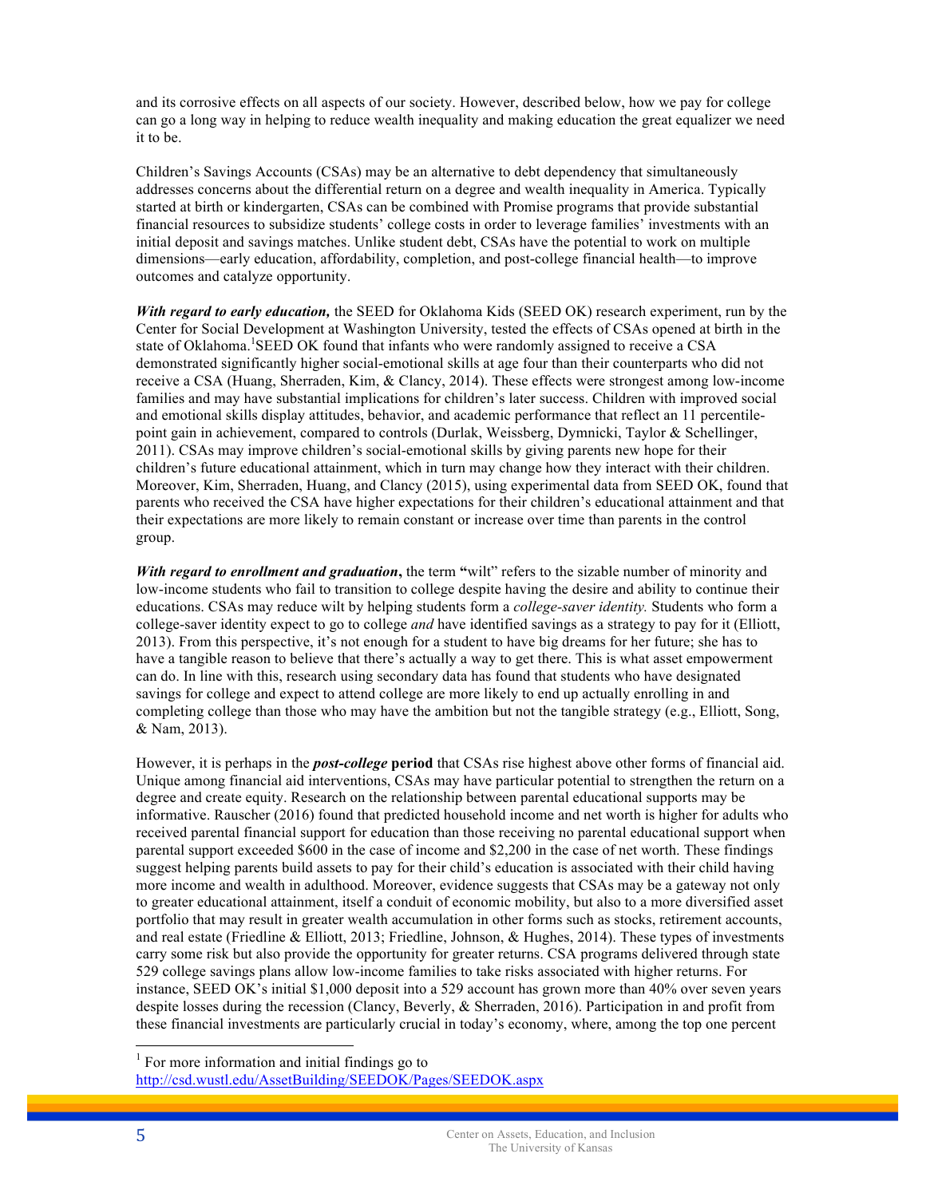and its corrosive effects on all aspects of our society. However, described below, how we pay for college can go a long way in helping to reduce wealth inequality and making education the great equalizer we need it to be.

Children's Savings Accounts (CSAs) may be an alternative to debt dependency that simultaneously addresses concerns about the differential return on a degree and wealth inequality in America. Typically started at birth or kindergarten, CSAs can be combined with Promise programs that provide substantial financial resources to subsidize students' college costs in order to leverage families' investments with an initial deposit and savings matches. Unlike student debt, CSAs have the potential to work on multiple dimensions—early education, affordability, completion, and post-college financial health—to improve outcomes and catalyze opportunity.

***With regard to early education,*** the SEED for Oklahoma Kids (SEED OK) research experiment, run by the Center for Social Development at Washington University, tested the effects of CSAs opened at birth in the state of Oklahoma.[1] SEED OK found that infants who were randomly assigned to receive a CSA demonstrated significantly higher social-emotional skills at age four than their counterparts who did not receive a CSA (Huang, Sherraden, Kim, & Clancy, 2014). These effects were strongest among low-income families and may have substantial implications for children's later success. Children with improved social and emotional skills display attitudes, behavior, and academic performance that reflect an 11 percentile-point gain in achievement, compared to controls (Durlak, Weissberg, Dymnicki, Taylor & Schellinger, 2011). CSAs may improve children's social-emotional skills by giving parents new hope for their children's future educational attainment, which in turn may change how they interact with their children. Moreover, Kim, Sherraden, Huang, and Clancy (2015), using experimental data from SEED OK, found that parents who received the CSA have higher expectations for their children's educational attainment and that their expectations are more likely to remain constant or increase over time than parents in the control group.

***With regard to enrollment and graduation*****,** the term **"**wilt" refers to the sizable number of minority and low-income students who fail to transition to college despite having the desire and ability to continue their educations. CSAs may reduce wilt by helping students form a *college-saver identity.* Students who form a college-saver identity expect to go to college *and* have identified savings as a strategy to pay for it (Elliott, 2013). From this perspective, it's not enough for a student to have big dreams for her future; she has to have a tangible reason to believe that there's actually a way to get there. This is what asset empowerment can do. In line with this, research using secondary data has found that students who have designated savings for college and expect to attend college are more likely to end up actually enrolling in and completing college than those who may have the ambition but not the tangible strategy (e.g., Elliott, Song, & Nam, 2013).

However, it is perhaps in the ***post-college*** **period** that CSAs rise highest above other forms of financial aid. Unique among financial aid interventions, CSAs may have particular potential to strengthen the return on a degree and create equity. Research on the relationship between parental educational supports may be informative. Rauscher (2016) found that predicted household income and net worth is higher for adults who received parental financial support for education than those receiving no parental educational support when parental support exceeded $600 in the case of income and $2,200 in the case of net worth. These findings suggest helping parents build assets to pay for their child's education is associated with their child having more income and wealth in adulthood. Moreover, evidence suggests that CSAs may be a gateway not only to greater educational attainment, itself a conduit of economic mobility, but also to a more diversified asset portfolio that may result in greater wealth accumulation in other forms such as stocks, retirement accounts, and real estate (Friedline & Elliott, 2013; Friedline, Johnson, & Hughes, 2014). These types of investments carry some risk but also provide the opportunity for greater returns. CSA programs delivered through state 529 college savings plans allow low-income families to take risks associated with higher returns. For instance, SEED OK's initial $1,000 deposit into a 529 account has grown more than 40% over seven years despite losses during the recession (Clancy, Beverly, & Sherraden, 2016). Participation in and profit from these financial investments are particularly crucial in today's economy, where, among the top one percent

[1] For more information and initial findings go to http://csd.wustl.edu/AssetBuilding/SEEDOK/Pages/SEEDOK.aspx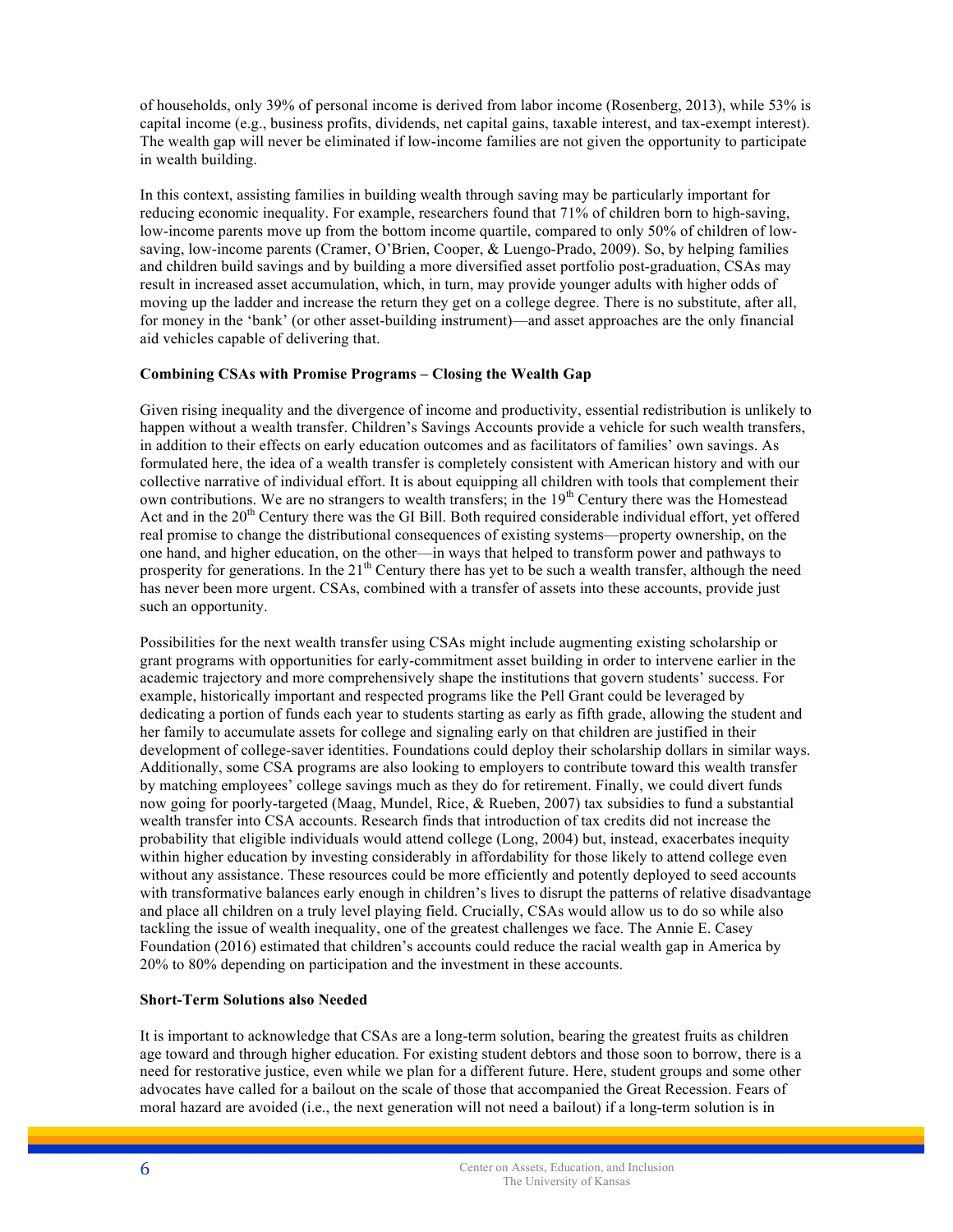of households, only 39% of personal income is derived from labor income (Rosenberg, 2013), while 53% is capital income (e.g., business profits, dividends, net capital gains, taxable interest, and tax-exempt interest). The wealth gap will never be eliminated if low-income families are not given the opportunity to participate in wealth building.

In this context, assisting families in building wealth through saving may be particularly important for reducing economic inequality. For example, researchers found that 71% of children born to high-saving, low-income parents move up from the bottom income quartile, compared to only 50% of children of low-saving, low-income parents (Cramer, O'Brien, Cooper, & Luengo-Prado, 2009). So, by helping families and children build savings and by building a more diversified asset portfolio post-graduation, CSAs may result in increased asset accumulation, which, in turn, may provide younger adults with higher odds of moving up the ladder and increase the return they get on a college degree. There is no substitute, after all, for money in the 'bank' (or other asset-building instrument)—and asset approaches are the only financial aid vehicles capable of delivering that.

**Combining CSAs with Promise Programs – Closing the Wealth Gap**

Given rising inequality and the divergence of income and productivity, essential redistribution is unlikely to happen without a wealth transfer. Children's Savings Accounts provide a vehicle for such wealth transfers, in addition to their effects on early education outcomes and as facilitators of families' own savings. As formulated here, the idea of a wealth transfer is completely consistent with American history and with our collective narrative of individual effort. It is about equipping all children with tools that complement their own contributions. We are no strangers to wealth transfers; in the 19th Century there was the Homestead Act and in the 20th Century there was the GI Bill. Both required considerable individual effort, yet offered real promise to change the distributional consequences of existing systems—property ownership, on the one hand, and higher education, on the other—in ways that helped to transform power and pathways to prosperity for generations. In the 21th Century there has yet to be such a wealth transfer, although the need has never been more urgent. CSAs, combined with a transfer of assets into these accounts, provide just such an opportunity.

Possibilities for the next wealth transfer using CSAs might include augmenting existing scholarship or grant programs with opportunities for early-commitment asset building in order to intervene earlier in the academic trajectory and more comprehensively shape the institutions that govern students' success. For example, historically important and respected programs like the Pell Grant could be leveraged by dedicating a portion of funds each year to students starting as early as fifth grade, allowing the student and her family to accumulate assets for college and signaling early on that children are justified in their development of college-saver identities. Foundations could deploy their scholarship dollars in similar ways. Additionally, some CSA programs are also looking to employers to contribute toward this wealth transfer by matching employees' college savings much as they do for retirement. Finally, we could divert funds now going for poorly-targeted (Maag, Mundel, Rice, & Rueben, 2007) tax subsidies to fund a substantial wealth transfer into CSA accounts. Research finds that introduction of tax credits did not increase the probability that eligible individuals would attend college (Long, 2004) but, instead, exacerbates inequity within higher education by investing considerably in affordability for those likely to attend college even without any assistance. These resources could be more efficiently and potently deployed to seed accounts with transformative balances early enough in children's lives to disrupt the patterns of relative disadvantage and place all children on a truly level playing field. Crucially, CSAs would allow us to do so while also tackling the issue of wealth inequality, one of the greatest challenges we face. The Annie E. Casey Foundation (2016) estimated that children's accounts could reduce the racial wealth gap in America by 20% to 80% depending on participation and the investment in these accounts.

**Short-Term Solutions also Needed**

It is important to acknowledge that CSAs are a long-term solution, bearing the greatest fruits as children age toward and through higher education. For existing student debtors and those soon to borrow, there is a need for restorative justice, even while we plan for a different future. Here, student groups and some other advocates have called for a bailout on the scale of those that accompanied the Great Recession. Fears of moral hazard are avoided (i.e., the next generation will not need a bailout) if a long-term solution is in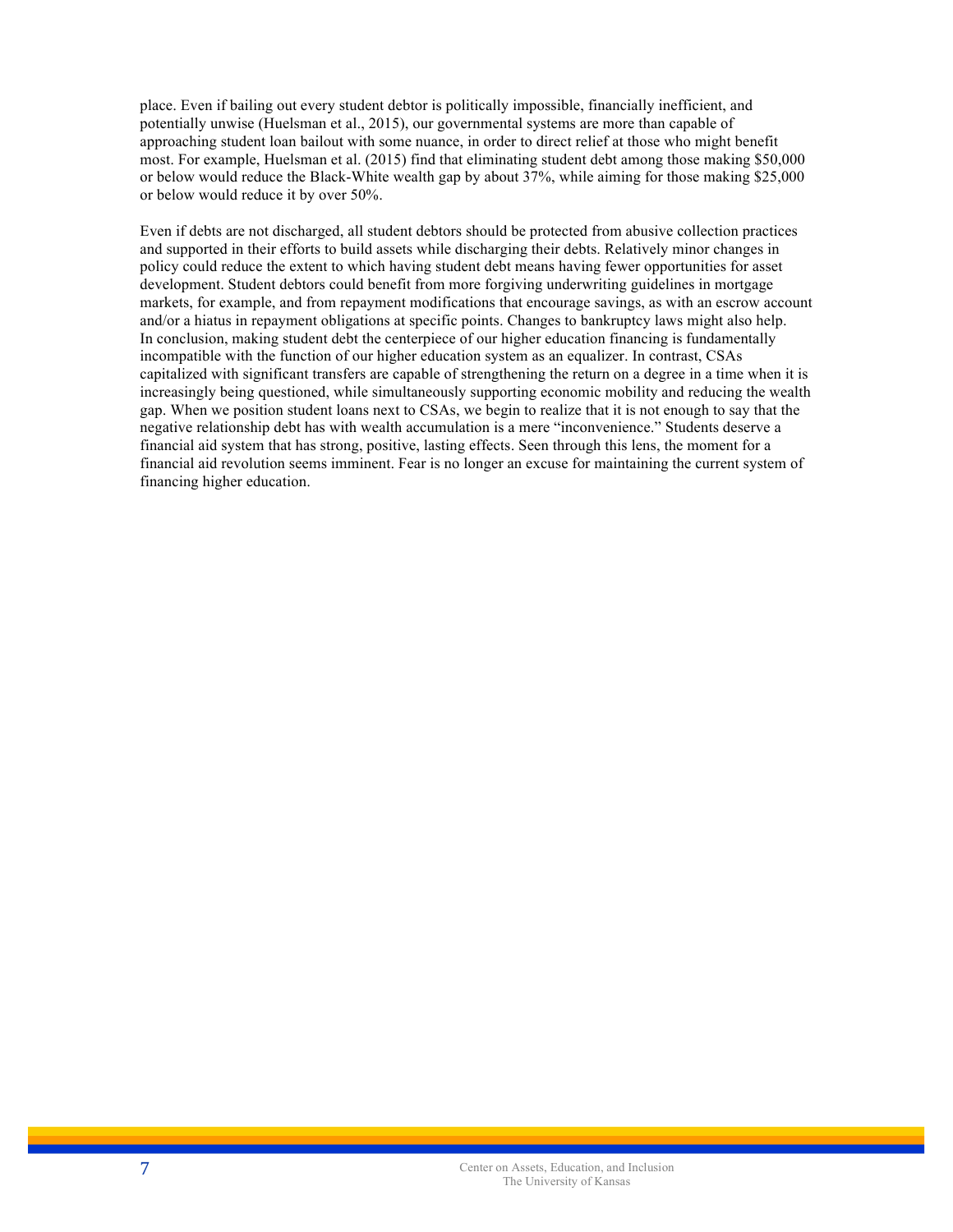place. Even if bailing out every student debtor is politically impossible, financially inefficient, and potentially unwise (Huelsman et al., 2015), our governmental systems are more than capable of approaching student loan bailout with some nuance, in order to direct relief at those who might benefit most. For example, Huelsman et al. (2015) find that eliminating student debt among those making $50,000 or below would reduce the Black-White wealth gap by about 37%, while aiming for those making $25,000 or below would reduce it by over 50%.

Even if debts are not discharged, all student debtors should be protected from abusive collection practices and supported in their efforts to build assets while discharging their debts. Relatively minor changes in policy could reduce the extent to which having student debt means having fewer opportunities for asset development. Student debtors could benefit from more forgiving underwriting guidelines in mortgage markets, for example, and from repayment modifications that encourage savings, as with an escrow account and/or a hiatus in repayment obligations at specific points. Changes to bankruptcy laws might also help.

In conclusion, making student debt the centerpiece of our higher education financing is fundamentally incompatible with the function of our higher education system as an equalizer. In contrast, CSAs capitalized with significant transfers are capable of strengthening the return on a degree in a time when it is increasingly being questioned, while simultaneously supporting economic mobility and reducing the wealth gap. When we position student loans next to CSAs, we begin to realize that it is not enough to say that the negative relationship debt has with wealth accumulation is a mere "inconvenience." Students deserve a financial aid system that has strong, positive, lasting effects. Seen through this lens, the moment for a financial aid revolution seems imminent. Fear is no longer an excuse for maintaining the current system of financing higher education.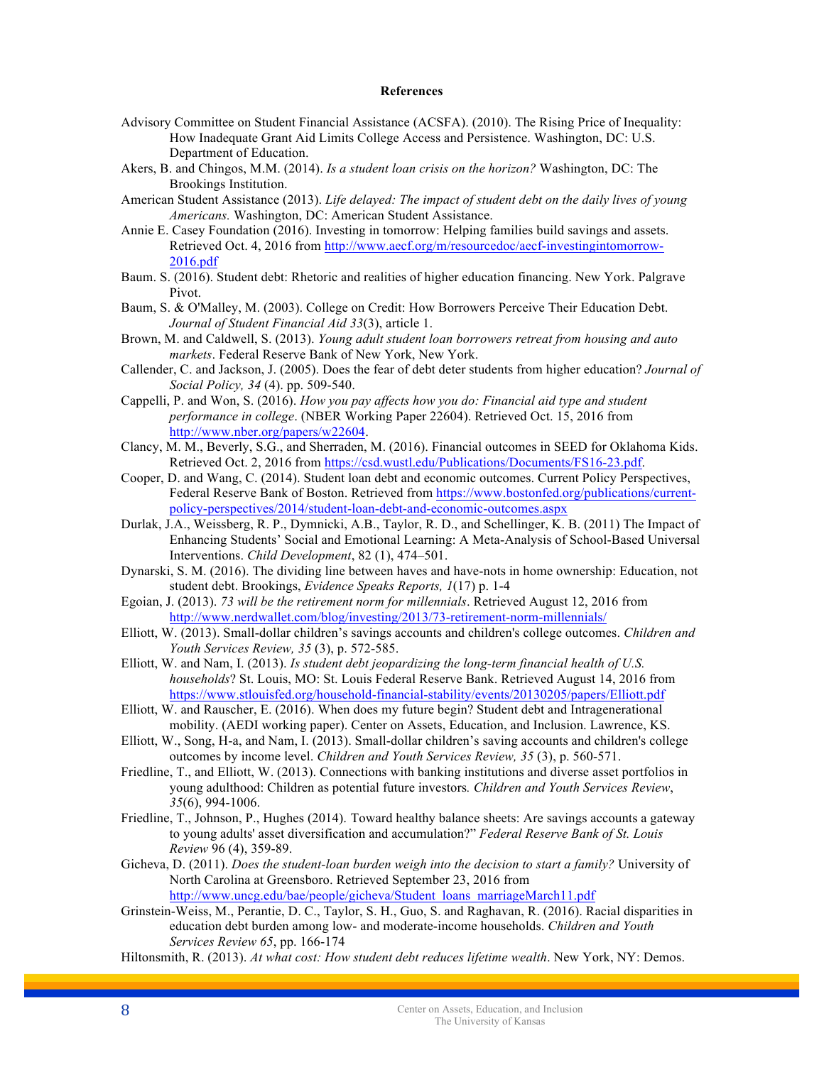**References**

Advisory Committee on Student Financial Assistance (ACSFA). (2010). The Rising Price of Inequality: How Inadequate Grant Aid Limits College Access and Persistence. Washington, DC: U.S. Department of Education.

Akers, B. and Chingos, M.M. (2014). *Is a student loan crisis on the horizon?* Washington, DC: The Brookings Institution.

American Student Assistance (2013). *Life delayed: The impact of student debt on the daily lives of young Americans.* Washington, DC: American Student Assistance.

Annie E. Casey Foundation (2016). Investing in tomorrow: Helping families build savings and assets. Retrieved Oct. 4, 2016 from http://www.aecf.org/m/resourcedoc/aecf-investingintomorrow-2016.pdf

Baum. S. (2016). Student debt: Rhetoric and realities of higher education financing. New York. Palgrave Pivot.

Baum, S. & O'Malley, M. (2003). College on Credit: How Borrowers Perceive Their Education Debt. *Journal of Student Financial Aid 33*(3), article 1.

Brown, M. and Caldwell, S. (2013). *Young adult student loan borrowers retreat from housing and auto markets*. Federal Reserve Bank of New York, New York.

Callender, C. and Jackson, J. (2005). Does the fear of debt deter students from higher education? *Journal of Social Policy, 34* (4). pp. 509-540.

Cappelli, P. and Won, S. (2016). *How you pay affects how you do: Financial aid type and student performance in college*. (NBER Working Paper 22604). Retrieved Oct. 15, 2016 from http://www.nber.org/papers/w22604.

Clancy, M. M., Beverly, S.G., and Sherraden, M. (2016). Financial outcomes in SEED for Oklahoma Kids. Retrieved Oct. 2, 2016 from https://csd.wustl.edu/Publications/Documents/FS16-23.pdf.

Cooper, D. and Wang, C. (2014). Student loan debt and economic outcomes. Current Policy Perspectives, Federal Reserve Bank of Boston. Retrieved from https://www.bostonfed.org/publications/current-policy-perspectives/2014/student-loan-debt-and-economic-outcomes.aspx

Durlak, J.A., Weissberg, R. P., Dymnicki, A.B., Taylor, R. D., and Schellinger, K. B. (2011) The Impact of Enhancing Students' Social and Emotional Learning: A Meta-Analysis of School-Based Universal Interventions. *Child Development*, 82 (1), 474–501.

Dynarski, S. M. (2016). The dividing line between haves and have-nots in home ownership: Education, not student debt. Brookings, *Evidence Speaks Reports, 1*(17) p. 1-4

Egoian, J. (2013). *73 will be the retirement norm for millennials*. Retrieved August 12, 2016 from http://www.nerdwallet.com/blog/investing/2013/73-retirement-norm-millennials/

Elliott, W. (2013). Small-dollar children's savings accounts and children's college outcomes. *Children and Youth Services Review, 35* (3), p. 572-585.

Elliott, W. and Nam, I. (2013). *Is student debt jeopardizing the long-term financial health of U.S. households*? St. Louis, MO: St. Louis Federal Reserve Bank. Retrieved August 14, 2016 from https://www.stlouisfed.org/household-financial-stability/events/20130205/papers/Elliott.pdf

Elliott, W. and Rauscher, E. (2016). When does my future begin? Student debt and Intragenerational mobility. (AEDI working paper). Center on Assets, Education, and Inclusion. Lawrence, KS.

Elliott, W., Song, H-a, and Nam, I. (2013). Small-dollar children's saving accounts and children's college outcomes by income level. *Children and Youth Services Review, 35* (3), p. 560-571.

Friedline, T., and Elliott, W. (2013). Connections with banking institutions and diverse asset portfolios in young adulthood: Children as potential future investors*.* *Children and Youth Services Review*, *35*(6), 994-1006.

Friedline, T., Johnson, P., Hughes (2014). Toward healthy balance sheets: Are savings accounts a gateway to young adults' asset diversification and accumulation?" *Federal Reserve Bank of St. Louis Review* 96 (4), 359-89.

Gicheva, D. (2011). *Does the student-loan burden weigh into the decision to start a family?* University of North Carolina at Greensboro. Retrieved September 23, 2016 from http://www.uncg.edu/bae/people/gicheva/Student_loans_marriageMarch11.pdf

Grinstein-Weiss, M., Perantie, D. C., Taylor, S. H., Guo, S. and Raghavan, R. (2016). Racial disparities in education debt burden among low- and moderate-income households. *Children and Youth Services Review 65*, pp. 166-174

Hiltonsmith, R. (2013). *At what cost: How student debt reduces lifetime wealth*. New York, NY: Demos.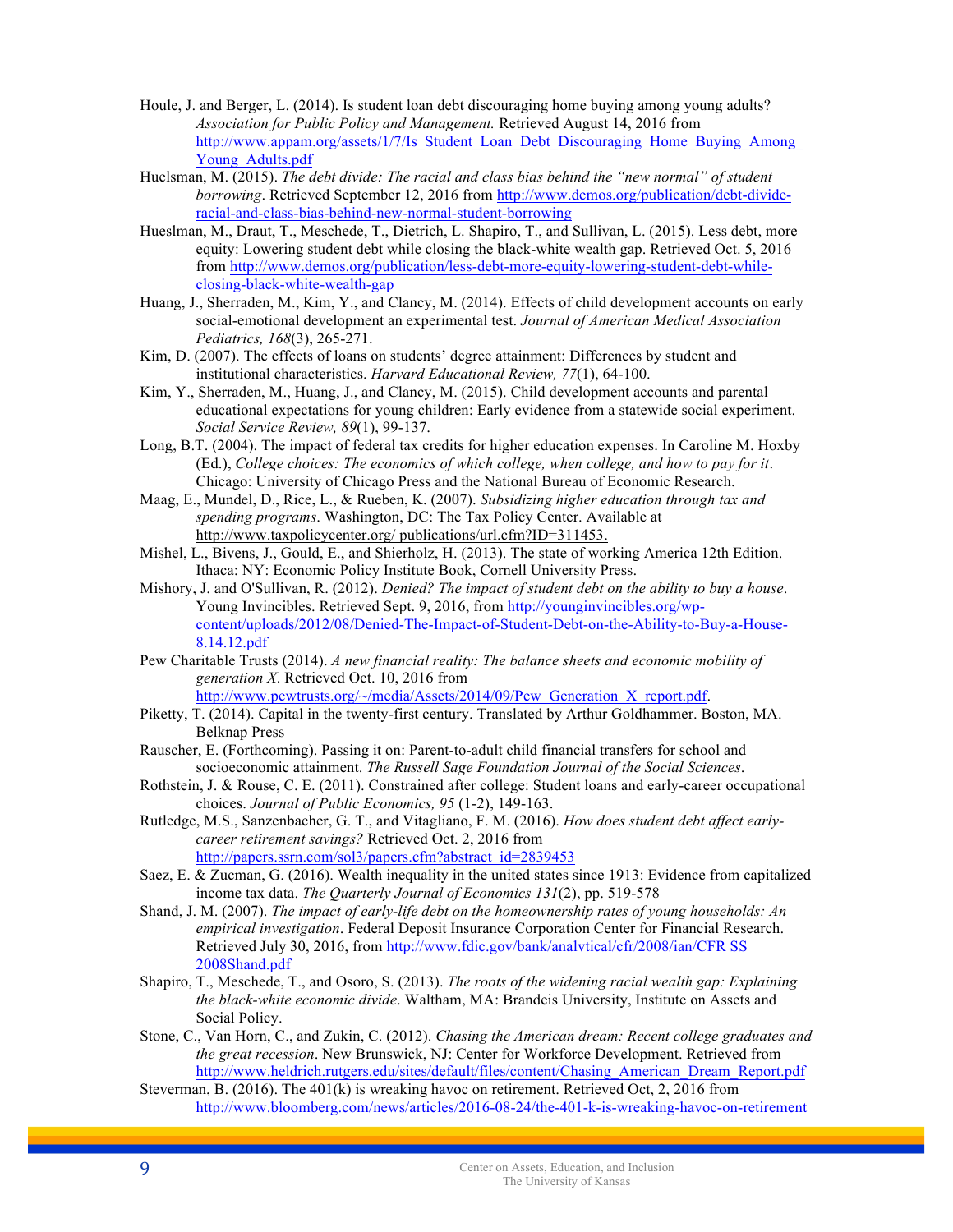Houle, J. and Berger, L. (2014). Is student loan debt discouraging home buying among young adults? *Association for Public Policy and Management.* Retrieved August 14, 2016 from http://www.appam.org/assets/1/7/Is_Student_Loan_Debt_Discouraging_Home_Buying_Among_Young_Adults.pdf

Huelsman, M. (2015). *The debt divide: The racial and class bias behind the "new normal" of student borrowing*. Retrieved September 12, 2016 from http://www.demos.org/publication/debt-divide-racial-and-class-bias-behind-new-normal-student-borrowing

Hueslman, M., Draut, T., Meschede, T., Dietrich, L. Shapiro, T., and Sullivan, L. (2015). Less debt, more equity: Lowering student debt while closing the black-white wealth gap. Retrieved Oct. 5, 2016 from http://www.demos.org/publication/less-debt-more-equity-lowering-student-debt-while-closing-black-white-wealth-gap

Huang, J., Sherraden, M., Kim, Y., and Clancy, M. (2014). Effects of child development accounts on early social-emotional development an experimental test. *Journal of American Medical Association Pediatrics, 168*(3), 265-271.

Kim, D. (2007). The effects of loans on students' degree attainment: Differences by student and institutional characteristics. *Harvard Educational Review, 77*(1), 64-100.

Kim, Y., Sherraden, M., Huang, J., and Clancy, M. (2015). Child development accounts and parental educational expectations for young children: Early evidence from a statewide social experiment. *Social Service Review, 89*(1), 99-137.

Long, B.T. (2004). The impact of federal tax credits for higher education expenses. In Caroline M. Hoxby (Ed.), *College choices: The economics of which college, when college, and how to pay for it*. Chicago: University of Chicago Press and the National Bureau of Economic Research.

Maag, E., Mundel, D., Rice, L., & Rueben, K. (2007). *Subsidizing higher education through tax and spending programs*. Washington, DC: The Tax Policy Center. Available at http://www.taxpolicycenter.org/ publications/url.cfm?ID=311453.

Mishel, L., Bivens, J., Gould, E., and Shierholz, H. (2013). The state of working America 12th Edition. Ithaca: NY: Economic Policy Institute Book, Cornell University Press.

Mishory, J. and O'Sullivan, R. (2012). *Denied? The impact of student debt on the ability to buy a house*. Young Invincibles. Retrieved Sept. 9, 2016, from http://younginvincibles.org/wp-content/uploads/2012/08/Denied-The-Impact-of-Student-Debt-on-the-Ability-to-Buy-a-House-8.14.12.pdf

Pew Charitable Trusts (2014). *A new financial reality: The balance sheets and economic mobility of generation X*. Retrieved Oct. 10, 2016 from http://www.pewtrusts.org/~/media/Assets/2014/09/Pew_Generation_X_report.pdf.

Piketty, T. (2014). Capital in the twenty-first century. Translated by Arthur Goldhammer. Boston, MA. Belknap Press

Rauscher, E. (Forthcoming). Passing it on: Parent-to-adult child financial transfers for school and socioeconomic attainment. *The Russell Sage Foundation Journal of the Social Sciences*.

Rothstein, J. & Rouse, C. E. (2011). Constrained after college: Student loans and early-career occupational choices. *Journal of Public Economics, 95* (1-2), 149-163.

Rutledge, M.S., Sanzenbacher, G. T., and Vitagliano, F. M. (2016). *How does student debt affect early-career retirement savings?* Retrieved Oct. 2, 2016 from http://papers.ssrn.com/sol3/papers.cfm?abstract_id=2839453

Saez, E. & Zucman, G. (2016). Wealth inequality in the united states since 1913: Evidence from capitalized income tax data. *The Quarterly Journal of Economics 131*(2), pp. 519-578

Shand, J. M. (2007). *The impact of early-life debt on the homeownership rates of young households: An empirical investigation*. Federal Deposit Insurance Corporation Center for Financial Research. Retrieved July 30, 2016, from http://www.fdic.gov/bank/analytical/cfr/2008/ian/CFR SS 2008Shand.pdf

Shapiro, T., Meschede, T., and Osoro, S. (2013). *The roots of the widening racial wealth gap: Explaining the black-white economic divide*. Waltham, MA: Brandeis University, Institute on Assets and Social Policy.

Stone, C., Van Horn, C., and Zukin, C. (2012). *Chasing the American dream: Recent college graduates and the great recession*. New Brunswick, NJ: Center for Workforce Development. Retrieved from http://www.heldrich.rutgers.edu/sites/default/files/content/Chasing_American_Dream_Report.pdf

Steverman, B. (2016). The 401(k) is wreaking havoc on retirement. Retrieved Oct, 2, 2016 from http://www.bloomberg.com/news/articles/2016-08-24/the-401-k-is-wreaking-havoc-on-retirement